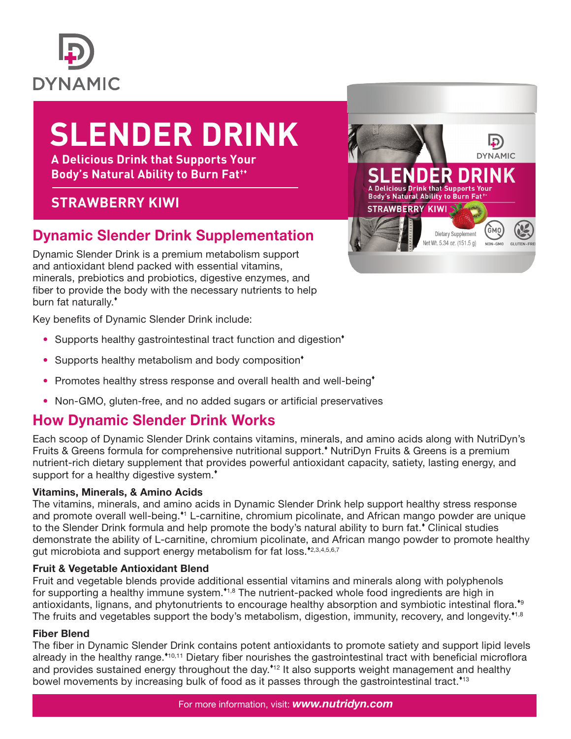DYNAMIC

# SLENDER DRINK

**A Delicious Drink that Supports Your Body's Natural Ability to Burn Fat†♦**

**STRAWBERRY KIWI**

## Dynamic Slender Drink Supplementation

Dynamic Slender Drink is a premium metabolism support and antioxidant blend packed with essential vitamins, minerals, prebiotics and probiotics, digestive enzymes, and fiber to provide the body with the necessary nutrients to help burn fat naturally.♦

Key benefits of Dynamic Slender Drink include:

- Supports healthy gastrointestinal tract function and digestion♦
- Supports healthy metabolism and body composition♦
- Promotes healthy stress response and overall health and well-being♦
- Non-GMO, gluten-free, and no added sugars or artificial preservatives

## How Dynamic Slender Drink Works

Each scoop of Dynamic Slender Drink contains vitamins, minerals, and amino acids along with NutriDyn's Fruits & Greens formula for comprehensive nutritional support.♦ NutriDyn Fruits & Greens is a premium nutrient-rich dietary supplement that provides powerful antioxidant capacity, satiety, lasting energy, and support for a healthy digestive system.♦

### Vitamins, Minerals, & Amino Acids

The vitamins, minerals, and amino acids in Dynamic Slender Drink help support healthy stress response and promote overall well-being.♦[1] L-carnitine, chromium picolinate, and African mango powder are unique to the Slender Drink formula and help promote the body's natural ability to burn fat.♦ Clinical studies demonstrate the ability of L-carnitine, chromium picolinate, and African mango powder to promote healthy gut microbiota and support energy metabolism for fat loss.♦[2,3,4,5,6,7]

### Fruit & Vegetable Antioxidant Blend

Fruit and vegetable blends provide additional essential vitamins and minerals along with polyphenols for supporting a healthy immune system.♦[1,8] The nutrient-packed whole food ingredients are high in antioxidants, lignans, and phytonutrients to encourage healthy absorption and symbiotic intestinal flora.♦[9] The fruits and vegetables support the body's metabolism, digestion, immunity, recovery, and longevity.♦[1,8]

### Fiber Blend

The fiber in Dynamic Slender Drink contains potent antioxidants to promote satiety and support lipid levels already in the healthy range.♦[10,11] Dietary fiber nourishes the gastrointestinal tract with beneficial microflora and provides sustained energy throughout the day.♦[12] It also supports weight management and healthy bowel movements by increasing bulk of food as it passes through the gastrointestinal tract.♦[13]

For more information, visit: ***www.nutridyn.com***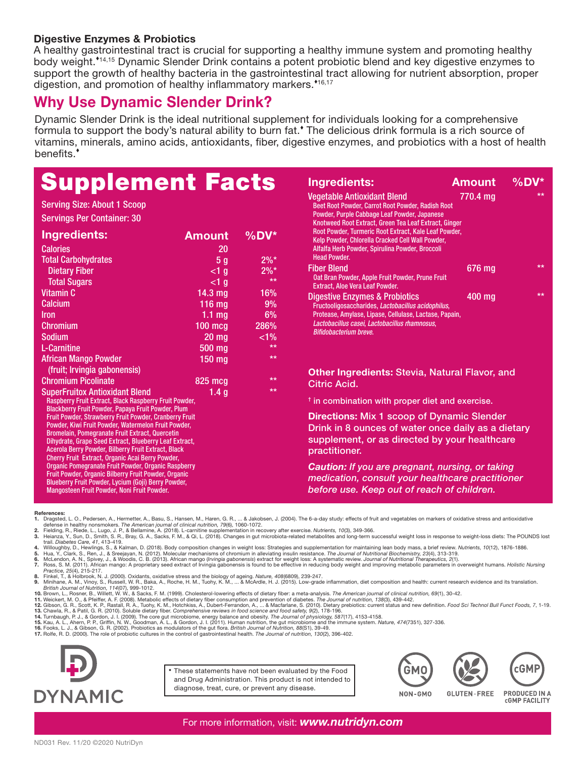### Digestive Enzymes & Probiotics

A healthy gastrointestinal tract is crucial for supporting a healthy immune system and promoting healthy body weight.♦[14,15] Dynamic Slender Drink contains a potent probiotic blend and key digestive enzymes to support the growth of healthy bacteria in the gastrointestinal tract allowing for nutrient absorption, proper digestion, and promotion of healthy inflammatory markers.♦[16,17]

## Why Use Dynamic Slender Drink?

Dynamic Slender Drink is the ideal nutritional supplement for individuals looking for a comprehensive formula to support the body's natural ability to burn fat.♦ The delicious drink formula is a rich source of vitamins, minerals, amino acids, antioxidants, fiber, digestive enzymes, and probiotics with a host of health benefits.♦

# Supplement Facts

Serving Size: About 1 Scoop

Servings Per Container: 30

| Ingredients: | Amount | %DV* |
|---|---|---|
| Calories | 20 | |
| Total Carbohydrates | 5 g | 2%* |
| Dietary Fiber | <1 g | 2%* |
| Total Sugars | <1 g | ** |
| Vitamin C | 14.3 mg | 16% |
| Calcium | 116 mg | 9% |
| Iron | 1.1 mg | 6% |
| Chromium | 100 mcg | 286% |
| Sodium | 20 mg | <1% |
| L-Carnitine | 500 mg | ** |
| African Mango Powder (fruit; Irvingia gabonensis) | 150 mg | ** |
| Chromium Picolinate | 825 mcg | ** |
| SuperFruitox Antioxidant Blend<br>Raspberry Fruit Extract, Black Raspberry Fruit Powder, Blackberry Fruit Powder, Papaya Fruit Powder, Plum Fruit Powder, Strawberry Fruit Powder, Cranberry Fruit Powder, Kiwi Fruit Powder, Watermelon Fruit Powder, Bromelain, Pomegranate Fruit Extract, Quercetin Dihydrate, Grape Seed Extract, Blueberry Leaf Extract, Acerola Berry Powder, Bilberry Fruit Extract, Black Cherry Fruit Extract, Organic Acai Berry Powder, Organic Pomegranate Fruit Powder, Organic Raspberry Fruit Powder, Organic Bilberry Fruit Powder, Organic Blueberry Fruit Powder, Lycium (Goji) Berry Powder, Mangosteen Fruit Powder, Noni Fruit Powder. | 1.4 g | ** |
| Vegetable Antioxidant Blend<br>Beet Root Powder, Carrot Root Powder, Radish Root Powder, Purple Cabbage Leaf Powder, Japanese Knotweed Root Extract, Green Tea Leaf Extract, Ginger Root Powder, Turmeric Root Extract, Kale Leaf Powder, Kelp Powder, Chlorella Cracked Cell Wall Powder, Alfalfa Herb Powder, Spirulina Powder, Broccoli Head Powder. | 770.4 mg | ** |
| Fiber Blend<br>Oat Bran Powder, Apple Fruit Powder, Prune Fruit Extract, Aloe Vera Leaf Powder. | 676 mg | ** |
| Digestive Enzymes & Probiotics<br>Fructooligosaccharides, *Lactobacillus acidophilus*, Protease, Amylase, Lipase, Cellulase, Lactase, Papain, *Lactobacillus casei*, *Lactobacillus rhamnosus*, *Bifidobacterium breve*. | 400 mg | ** |

**Other Ingredients:** Stevia, Natural Flavor, and Citric Acid.

† in combination with proper diet and exercise.

**Directions:** Mix 1 scoop of Dynamic Slender Drink in 8 ounces of water once daily as a dietary supplement, or as directed by your healthcare practitioner.

***Caution:*** *If you are pregnant, nursing, or taking medication, consult your healthcare practitioner before use. Keep out of reach of children.*

**References:**

1. Dragsted, L. O., Pedersen, A., Hermetter, A., Basu, S., Hansen, M., Haren, G. R., ... & Jakobsen, J. (2004). The 6-a-day study: effects of fruit and vegetables on markers of oxidative stress and antioxidative defense in healthy nonsmokers. *The American journal of clinical nutrition, 79*(6), 1060-1072.
2. Fielding, R., Riede, L., Lugo, J. P., & Bellamine, A. (2018). L-carnitine supplementation in recovery after exercise. *Nutrients, 10*(3), 349-366.
3. Heianza, Y., Sun, D., Smith, S. R., Bray, G. A., Sacks, F. M., & Qi, L. (2018). Changes in gut microbiota-related metabolites and long-term successful weight loss in response to weight-loss diets: The POUNDS lost trail. *Diabetes Care, 41*, 413-419.
4. Willoughby, D., Hewlings, S., & Kalman, D. (2018). Body composition changes in weight loss: Strategies and supplementation for maintaining lean body mass, a brief review. *Nutrients, 10*(12), 1876-1886.
5. Hua, Y., Clark, S., Ren, J., & Sreejayan, N. (2012). Molecular mechanisms of chromium in alleviating insulin resistance. *The Journal of Nutritional Biochemistry, 23*(4), 313-319.
6. McLendon, A. N., Spivey, J., & Woodis, C. B. (2013). African mango (*Irvingia gabonensis*) extract for weight loss: A systematic review. *Journal of Nutritional Therapeutics, 2*(1).
7. Ross, S. M. (2011). African mango: A proprietary seed extract of Irvingia gabonensis is found to be effective in reducing body weight and improving metabolic parameters in overweight humans. *Holistic Nursing Practice, 25*(4), 215-217.
8. Finkel, T., & Holbrook, N. J. (2000). Oxidants, oxidative stress and the biology of ageing. *Nature, 408*(6809), 239-247.
9. Minihane, A. M., Vinoy, S., Russell, W. R., Baka, A., Roche, H. M., Tuohy, K. M., ... & McArdle, H. J. (2015). Low-grade inflammation, diet composition and health: current research evidence and its translation. *British Journal of Nutrition, 114*(07), 999-1012.
10. Brown, L., Rosner, B., Willett, W. W., & Sacks, F. M. (1999). Cholesterol-lowering effects of dietary fiber: a meta-analysis. *The American journal of clinical nutrition, 69*(1), 30-42.
11. Weickert, M. O., & Pfeiffer, A. F. (2008). Metabolic effects of dietary fiber consumption and prevention of diabetes. *The Journal of nutrition, 138*(3), 439-442.
12. Gibson, G. R., Scott, K. P., Rastall, R. A., Tuohy, K. M., Hotchkiss, A., Dubert-Ferrandon, A., ... & Macfarlane, S. (2010). Dietary prebiotics: current status and new definition. *Food Sci Technol Bull Funct Foods, 7*, 1-19.
13. Chawla, R., & Patil, G. R. (2010). Soluble dietary fiber. *Comprehensive reviews in food science and food safety, 9*(2), 178-196.
14. Turnbaugh, P. J., & Gordon, J. I. (2009). The core gut microbiome, energy balance and obesity. *The Journal of physiology, 587*(17), 4153-4158.
15. Kau, A. L., Ahern, P. P., Griffin, N. W., Goodman, A. L., & Gordon, J. I. (2011). Human nutrition, the gut microbiome and the immune system. *Nature, 474*(7351), 327-336.
16. Fooks, L. J., & Gibson, G. R. (2002). Probiotics as modulators of the gut flora. *British Journal of Nutrition, 88*(S1), 39-49.
17. Rolfe, R. D. (2000). The role of probiotic cultures in the control of gastrointestinal health. *The Journal of nutrition, 130*(2), 396-402.

DYNAMIC

♦ These statements have not been evaluated by the Food and Drug Administration. This product is not intended to diagnose, treat, cure, or prevent any disease.

NON-GMO | GLUTEN-FREE | PRODUCED IN A cGMP FACILITY

For more information, visit: ***www.nutridyn.com***

ND031 Rev. 11/20 ©2020 NutriDyn